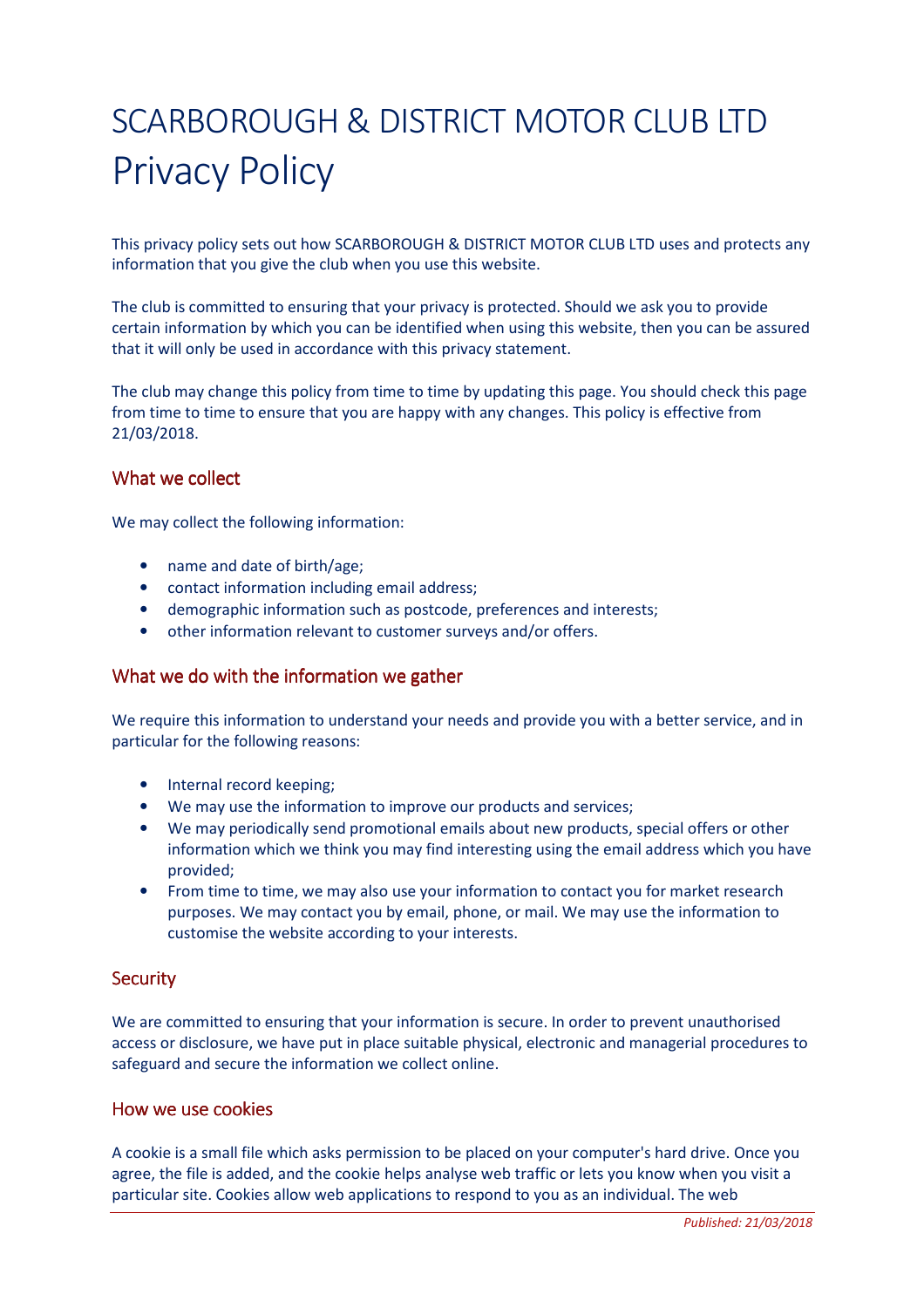# SCARBOROUGH & DISTRICT MOTOR CLUB LTD Privacy Policy

This privacy policy sets out how SCARBOROUGH & DISTRICT MOTOR CLUB LTD uses and protects any information that you give the club when you use this website.

The club is committed to ensuring that your privacy is protected. Should we ask you to provide certain information by which you can be identified when using this website, then you can be assured that it will only be used in accordance with this privacy statement.

The club may change this policy from time to time by updating this page. You should check this page from time to time to ensure that you are happy with any changes. This policy is effective from 21/03/2018.

## What we collect

We may collect the following information:

- name and date of birth/age;
- contact information including email address;
- demographic information such as postcode, preferences and interests;
- other information relevant to customer surveys and/or offers.

## What we do with the information we gather

We require this information to understand your needs and provide you with a better service, and in particular for the following reasons:

- Internal record keeping;
- We may use the information to improve our products and services;
- We may periodically send promotional emails about new products, special offers or other information which we think you may find interesting using the email address which you have provided;
- From time to time, we may also use your information to contact you for market research purposes. We may contact you by email, phone, or mail. We may use the information to customise the website according to your interests.

## Security

We are committed to ensuring that your information is secure. In order to prevent unauthorised access or disclosure, we have put in place suitable physical, electronic and managerial procedures to safeguard and secure the information we collect online.

## How we use cookies

A cookie is a small file which asks permission to be placed on your computer's hard drive. Once you agree, the file is added, and the cookie helps analyse web traffic or lets you know when you visit a particular site. Cookies allow web applications to respond to you as an individual. The web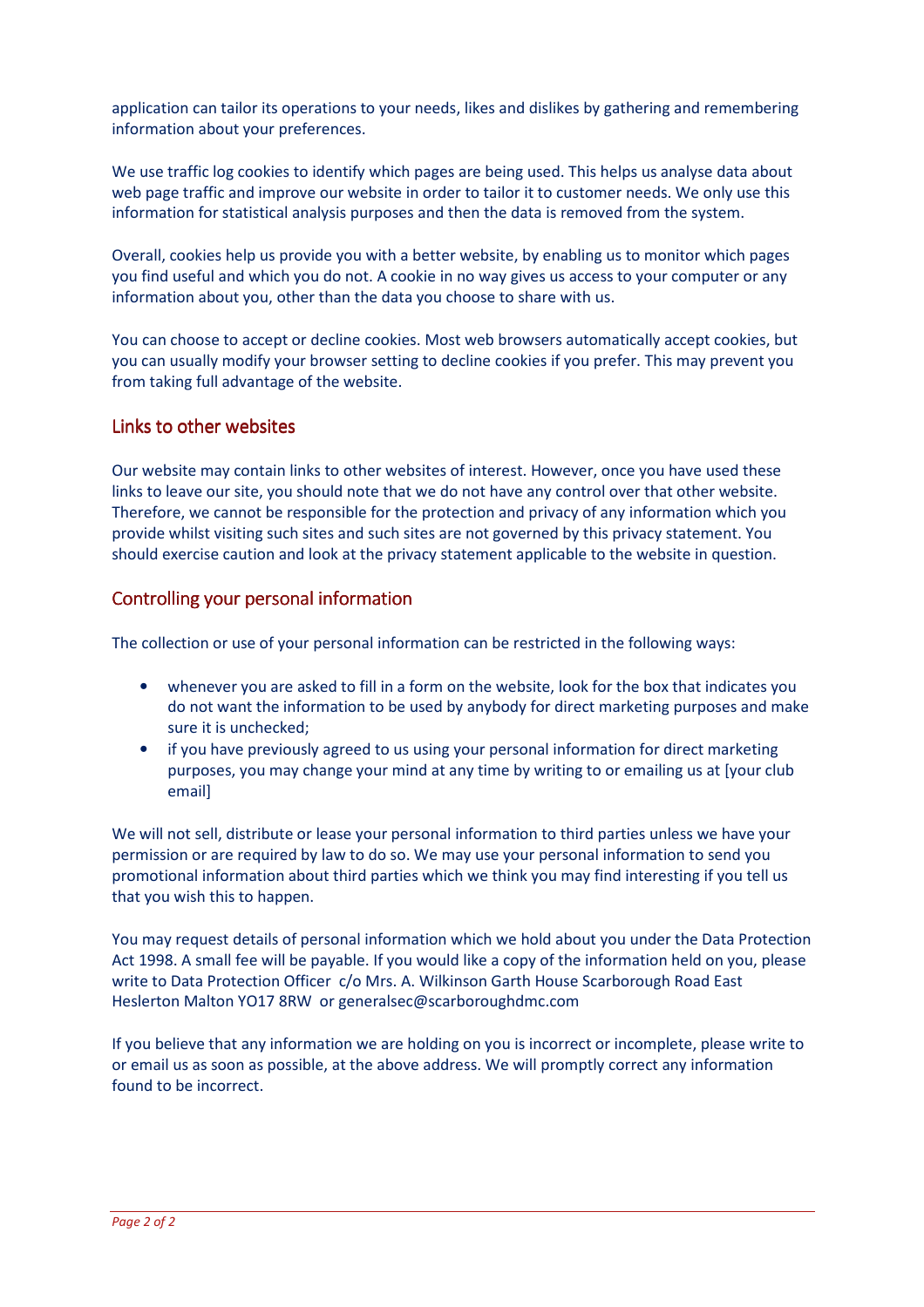application can tailor its operations to your needs, likes and dislikes by gathering and remembering information about your preferences.

We use traffic log cookies to identify which pages are being used. This helps us analyse data about web page traffic and improve our website in order to tailor it to customer needs. We only use this information for statistical analysis purposes and then the data is removed from the system.

Overall, cookies help us provide you with a better website, by enabling us to monitor which pages you find useful and which you do not. A cookie in no way gives us access to your computer or any information about you, other than the data you choose to share with us.

You can choose to accept or decline cookies. Most web browsers automatically accept cookies, but you can usually modify your browser setting to decline cookies if you prefer. This may prevent you from taking full advantage of the website.

## Links to other websites

Our website may contain links to other websites of interest. However, once you have used these links to leave our site, you should note that we do not have any control over that other website. Therefore, we cannot be responsible for the protection and privacy of any information which you provide whilst visiting such sites and such sites are not governed by this privacy statement. You should exercise caution and look at the privacy statement applicable to the website in question.

## Controlling your personal information

The collection or use of your personal information can be restricted in the following ways:

- whenever you are asked to fill in a form on the website, look for the box that indicates you do not want the information to be used by anybody for direct marketing purposes and make sure it is unchecked;
- if you have previously agreed to us using your personal information for direct marketing purposes, you may change your mind at any time by writing to or emailing us at [your club email]

We will not sell, distribute or lease your personal information to third parties unless we have your permission or are required by law to do so. We may use your personal information to send you promotional information about third parties which we think you may find interesting if you tell us that you wish this to happen.

You may request details of personal information which we hold about you under the Data Protection Act 1998. A small fee will be payable. If you would like a copy of the information held on you, please write to Data Protection Officer c/o Mrs. A. Wilkinson Garth House Scarborough Road East Heslerton Malton YO17 8RW or generalsec@scarboroughdmc.com

If you believe that any information we are holding on you is incorrect or incomplete, please write to or email us as soon as possible, at the above address. We will promptly correct any information found to be incorrect.